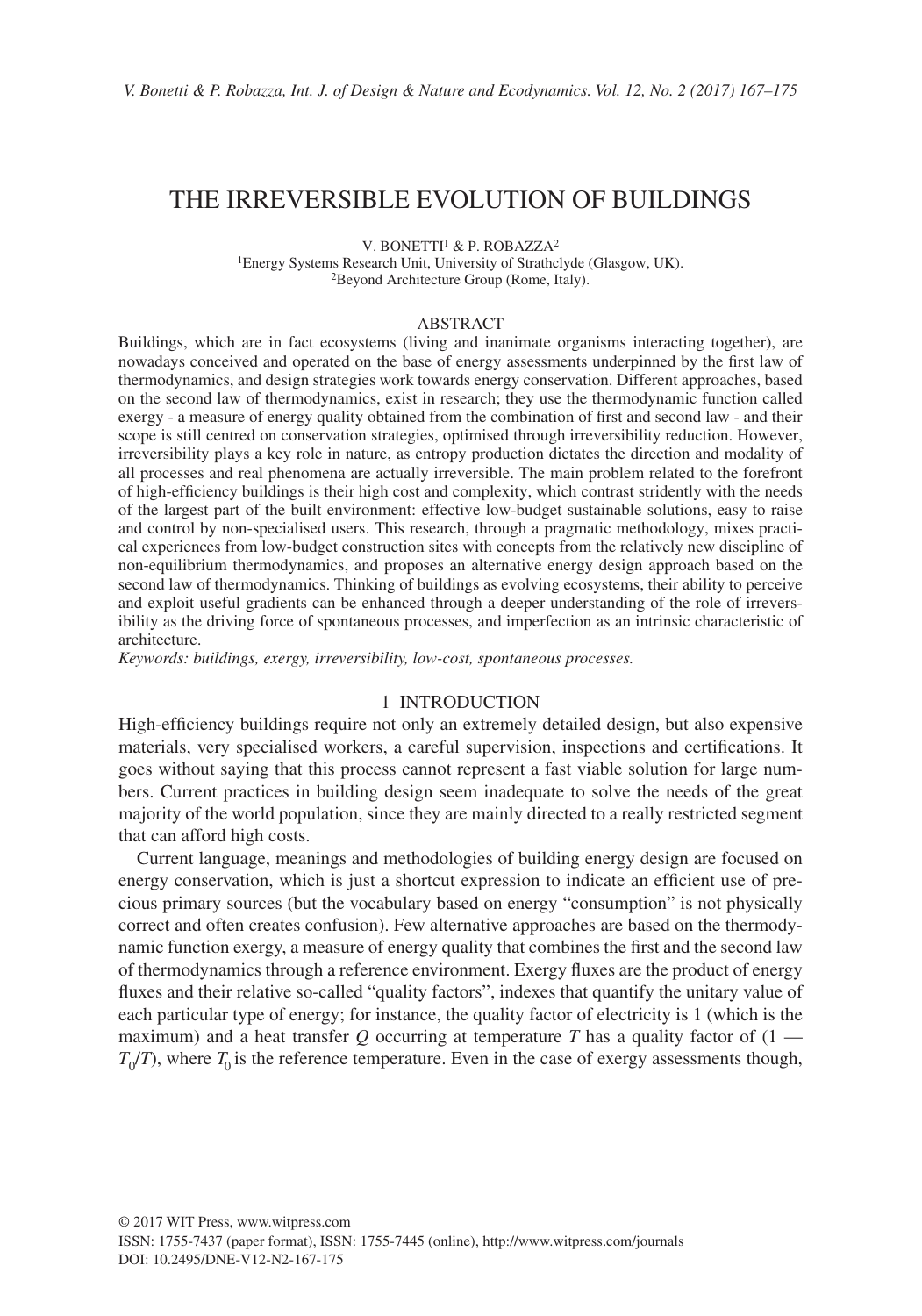# THE IRREVERSIBLE EVOLUTION OF BUILDINGS

V. BONETTI[1] & P. ROBAZZA[2]

[1]Energy Systems Research Unit, University of Strathclyde (Glasgow, UK).
[2]Beyond Architecture Group (Rome, Italy).

## ABSTRACT

Buildings, which are in fact ecosystems (living and inanimate organisms interacting together), are nowadays conceived and operated on the base of energy assessments underpinned by the first law of thermodynamics, and design strategies work towards energy conservation. Different approaches, based on the second law of thermodynamics, exist in research; they use the thermodynamic function called exergy - a measure of energy quality obtained from the combination of first and second law - and their scope is still centred on conservation strategies, optimised through irreversibility reduction. However, irreversibility plays a key role in nature, as entropy production dictates the direction and modality of all processes and real phenomena are actually irreversible. The main problem related to the forefront of high-efficiency buildings is their high cost and complexity, which contrast stridently with the needs of the largest part of the built environment: effective low-budget sustainable solutions, easy to raise and control by non-specialised users. This research, through a pragmatic methodology, mixes practical experiences from low-budget construction sites with concepts from the relatively new discipline of non-equilibrium thermodynamics, and proposes an alternative energy design approach based on the second law of thermodynamics. Thinking of buildings as evolving ecosystems, their ability to perceive and exploit useful gradients can be enhanced through a deeper understanding of the role of irreversibility as the driving force of spontaneous processes, and imperfection as an intrinsic characteristic of architecture.

*Keywords: buildings, exergy, irreversibility, low-cost, spontaneous processes.*

## 1 INTRODUCTION

High-efficiency buildings require not only an extremely detailed design, but also expensive materials, very specialised workers, a careful supervision, inspections and certifications. It goes without saying that this process cannot represent a fast viable solution for large numbers. Current practices in building design seem inadequate to solve the needs of the great majority of the world population, since they are mainly directed to a really restricted segment that can afford high costs.

Current language, meanings and methodologies of building energy design are focused on energy conservation, which is just a shortcut expression to indicate an efficient use of precious primary sources (but the vocabulary based on energy "consumption" is not physically correct and often creates confusion). Few alternative approaches are based on the thermodynamic function exergy, a measure of energy quality that combines the first and the second law of thermodynamics through a reference environment. Exergy fluxes are the product of energy fluxes and their relative so-called "quality factors", indexes that quantify the unitary value of each particular type of energy; for instance, the quality factor of electricity is 1 (which is the maximum) and a heat transfer $Q$ occurring at temperature $T$ has a quality factor of $(1 — T_0/T)$, where $T_0$ is the reference temperature. Even in the case of exergy assessments though,

© 2017 WIT Press, www.witpress.com
ISSN: 1755-7437 (paper format), ISSN: 1755-7445 (online), http://www.witpress.com/journals
DOI: 10.2495/DNE-V12-N2-167-175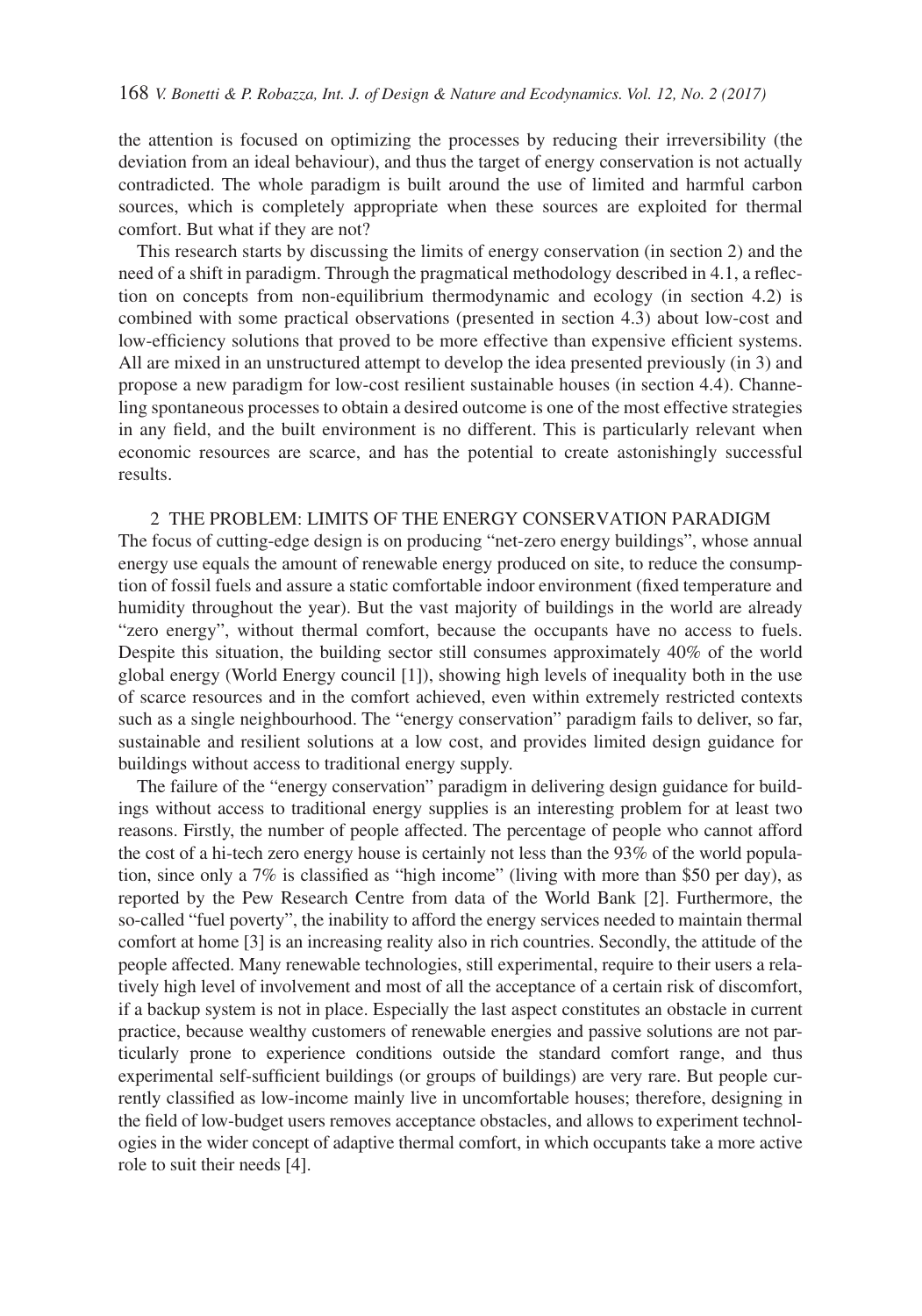the attention is focused on optimizing the processes by reducing their irreversibility (the deviation from an ideal behaviour), and thus the target of energy conservation is not actually contradicted. The whole paradigm is built around the use of limited and harmful carbon sources, which is completely appropriate when these sources are exploited for thermal comfort. But what if they are not?

This research starts by discussing the limits of energy conservation (in section 2) and the need of a shift in paradigm. Through the pragmatical methodology described in 4.1, a reflection on concepts from non-equilibrium thermodynamic and ecology (in section 4.2) is combined with some practical observations (presented in section 4.3) about low-cost and low-efficiency solutions that proved to be more effective than expensive efficient systems. All are mixed in an unstructured attempt to develop the idea presented previously (in 3) and propose a new paradigm for low-cost resilient sustainable houses (in section 4.4). Channeling spontaneous processes to obtain a desired outcome is one of the most effective strategies in any field, and the built environment is no different. This is particularly relevant when economic resources are scarce, and has the potential to create astonishingly successful results.

## 2 THE PROBLEM: LIMITS OF THE ENERGY CONSERVATION PARADIGM

The focus of cutting-edge design is on producing "net-zero energy buildings", whose annual energy use equals the amount of renewable energy produced on site, to reduce the consumption of fossil fuels and assure a static comfortable indoor environment (fixed temperature and humidity throughout the year). But the vast majority of buildings in the world are already "zero energy", without thermal comfort, because the occupants have no access to fuels. Despite this situation, the building sector still consumes approximately 40% of the world global energy (World Energy council [1]), showing high levels of inequality both in the use of scarce resources and in the comfort achieved, even within extremely restricted contexts such as a single neighbourhood. The "energy conservation" paradigm fails to deliver, so far, sustainable and resilient solutions at a low cost, and provides limited design guidance for buildings without access to traditional energy supply.

The failure of the "energy conservation" paradigm in delivering design guidance for buildings without access to traditional energy supplies is an interesting problem for at least two reasons. Firstly, the number of people affected. The percentage of people who cannot afford the cost of a hi-tech zero energy house is certainly not less than the 93% of the world population, since only a 7% is classified as "high income" (living with more than \$50 per day), as reported by the Pew Research Centre from data of the World Bank [2]. Furthermore, the so-called "fuel poverty", the inability to afford the energy services needed to maintain thermal comfort at home [3] is an increasing reality also in rich countries. Secondly, the attitude of the people affected. Many renewable technologies, still experimental, require to their users a relatively high level of involvement and most of all the acceptance of a certain risk of discomfort, if a backup system is not in place. Especially the last aspect constitutes an obstacle in current practice, because wealthy customers of renewable energies and passive solutions are not particularly prone to experience conditions outside the standard comfort range, and thus experimental self-sufficient buildings (or groups of buildings) are very rare. But people currently classified as low-income mainly live in uncomfortable houses; therefore, designing in the field of low-budget users removes acceptance obstacles, and allows to experiment technologies in the wider concept of adaptive thermal comfort, in which occupants take a more active role to suit their needs [4].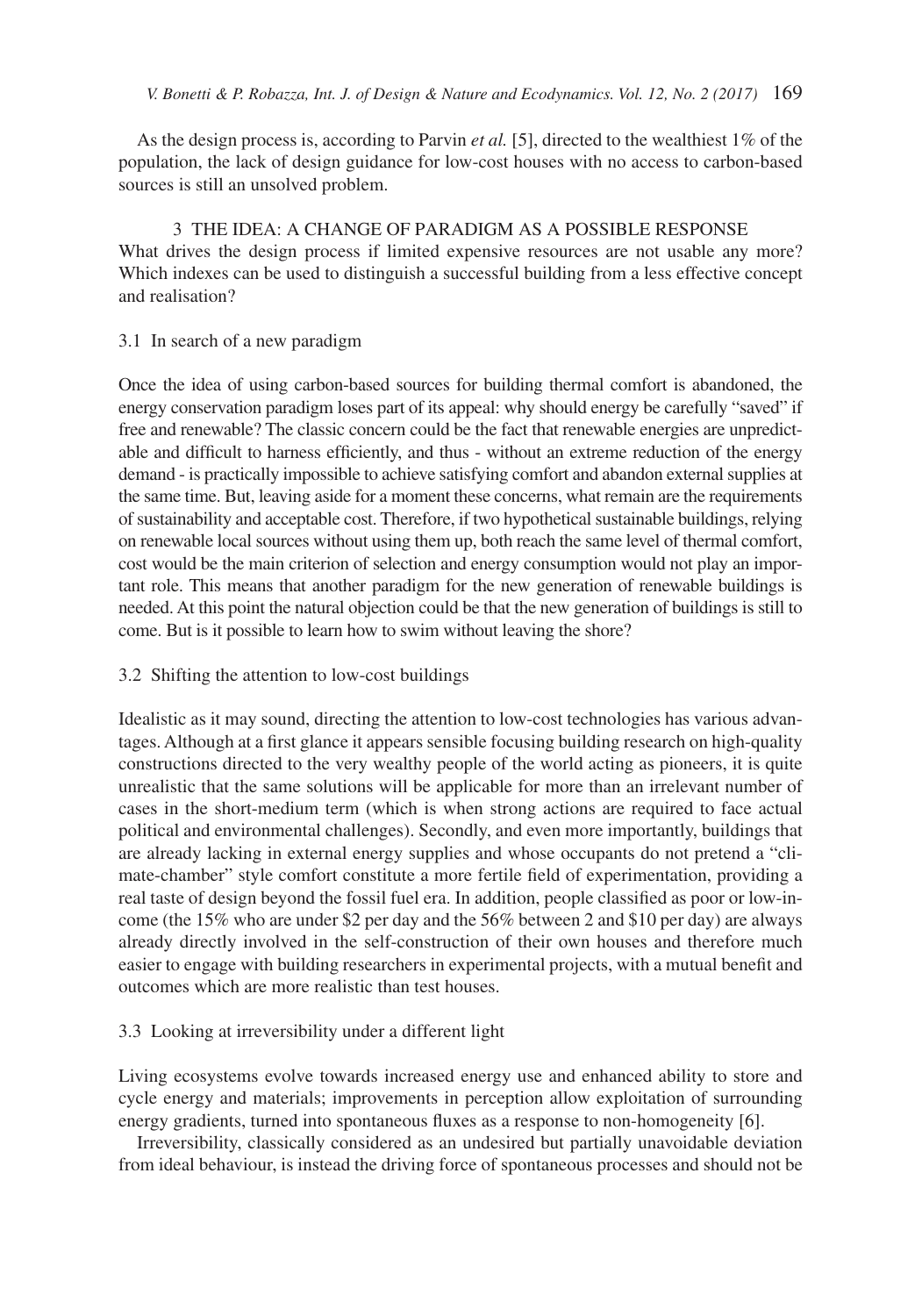As the design process is, according to Parvin *et al.* [5], directed to the wealthiest 1% of the population, the lack of design guidance for low-cost houses with no access to carbon-based sources is still an unsolved problem.

## 3 THE IDEA: A CHANGE OF PARADIGM AS A POSSIBLE RESPONSE

What drives the design process if limited expensive resources are not usable any more? Which indexes can be used to distinguish a successful building from a less effective concept and realisation?

### 3.1 In search of a new paradigm

Once the idea of using carbon-based sources for building thermal comfort is abandoned, the energy conservation paradigm loses part of its appeal: why should energy be carefully "saved" if free and renewable? The classic concern could be the fact that renewable energies are unpredictable and difficult to harness efficiently, and thus - without an extreme reduction of the energy demand - is practically impossible to achieve satisfying comfort and abandon external supplies at the same time. But, leaving aside for a moment these concerns, what remain are the requirements of sustainability and acceptable cost. Therefore, if two hypothetical sustainable buildings, relying on renewable local sources without using them up, both reach the same level of thermal comfort, cost would be the main criterion of selection and energy consumption would not play an important role. This means that another paradigm for the new generation of renewable buildings is needed. At this point the natural objection could be that the new generation of buildings is still to come. But is it possible to learn how to swim without leaving the shore?

### 3.2 Shifting the attention to low-cost buildings

Idealistic as it may sound, directing the attention to low-cost technologies has various advantages. Although at a first glance it appears sensible focusing building research on high-quality constructions directed to the very wealthy people of the world acting as pioneers, it is quite unrealistic that the same solutions will be applicable for more than an irrelevant number of cases in the short-medium term (which is when strong actions are required to face actual political and environmental challenges). Secondly, and even more importantly, buildings that are already lacking in external energy supplies and whose occupants do not pretend a "climate-chamber" style comfort constitute a more fertile field of experimentation, providing a real taste of design beyond the fossil fuel era. In addition, people classified as poor or low-income (the 15% who are under \$2 per day and the 56% between 2 and \$10 per day) are always already directly involved in the self-construction of their own houses and therefore much easier to engage with building researchers in experimental projects, with a mutual benefit and outcomes which are more realistic than test houses.

### 3.3 Looking at irreversibility under a different light

Living ecosystems evolve towards increased energy use and enhanced ability to store and cycle energy and materials; improvements in perception allow exploitation of surrounding energy gradients, turned into spontaneous fluxes as a response to non-homogeneity [6].

Irreversibility, classically considered as an undesired but partially unavoidable deviation from ideal behaviour, is instead the driving force of spontaneous processes and should not be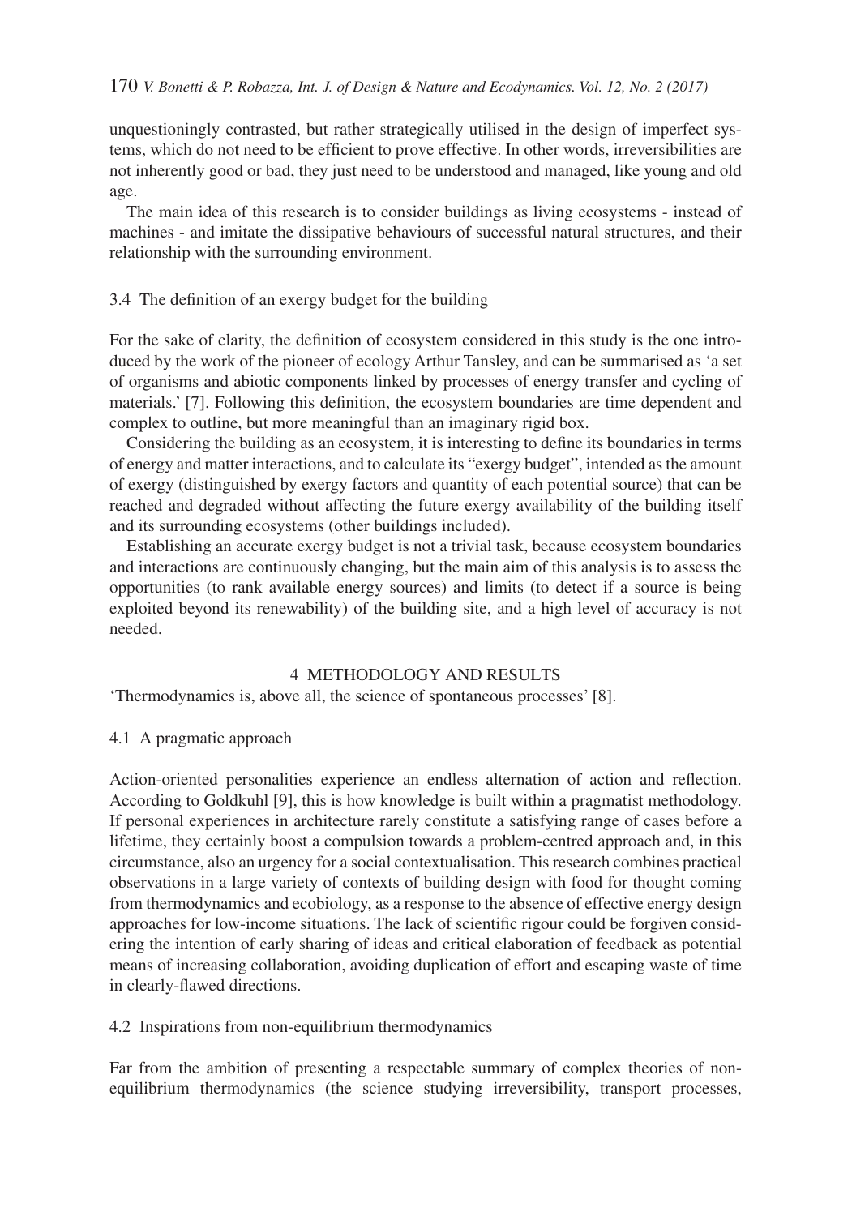unquestioningly contrasted, but rather strategically utilised in the design of imperfect systems, which do not need to be efficient to prove effective. In other words, irreversibilities are not inherently good or bad, they just need to be understood and managed, like young and old age.

The main idea of this research is to consider buildings as living ecosystems - instead of machines - and imitate the dissipative behaviours of successful natural structures, and their relationship with the surrounding environment.

### 3.4 The definition of an exergy budget for the building

For the sake of clarity, the definition of ecosystem considered in this study is the one introduced by the work of the pioneer of ecology Arthur Tansley, and can be summarised as 'a set of organisms and abiotic components linked by processes of energy transfer and cycling of materials.' [7]. Following this definition, the ecosystem boundaries are time dependent and complex to outline, but more meaningful than an imaginary rigid box.

Considering the building as an ecosystem, it is interesting to define its boundaries in terms of energy and matter interactions, and to calculate its "exergy budget", intended as the amount of exergy (distinguished by exergy factors and quantity of each potential source) that can be reached and degraded without affecting the future exergy availability of the building itself and its surrounding ecosystems (other buildings included).

Establishing an accurate exergy budget is not a trivial task, because ecosystem boundaries and interactions are continuously changing, but the main aim of this analysis is to assess the opportunities (to rank available energy sources) and limits (to detect if a source is being exploited beyond its renewability) of the building site, and a high level of accuracy is not needed.

## 4 METHODOLOGY AND RESULTS

'Thermodynamics is, above all, the science of spontaneous processes' [8].

### 4.1 A pragmatic approach

Action-oriented personalities experience an endless alternation of action and reflection. According to Goldkuhl [9], this is how knowledge is built within a pragmatist methodology. If personal experiences in architecture rarely constitute a satisfying range of cases before a lifetime, they certainly boost a compulsion towards a problem-centred approach and, in this circumstance, also an urgency for a social contextualisation. This research combines practical observations in a large variety of contexts of building design with food for thought coming from thermodynamics and ecobiology, as a response to the absence of effective energy design approaches for low-income situations. The lack of scientific rigour could be forgiven considering the intention of early sharing of ideas and critical elaboration of feedback as potential means of increasing collaboration, avoiding duplication of effort and escaping waste of time in clearly-flawed directions.

### 4.2 Inspirations from non-equilibrium thermodynamics

Far from the ambition of presenting a respectable summary of complex theories of non-equilibrium thermodynamics (the science studying irreversibility, transport processes,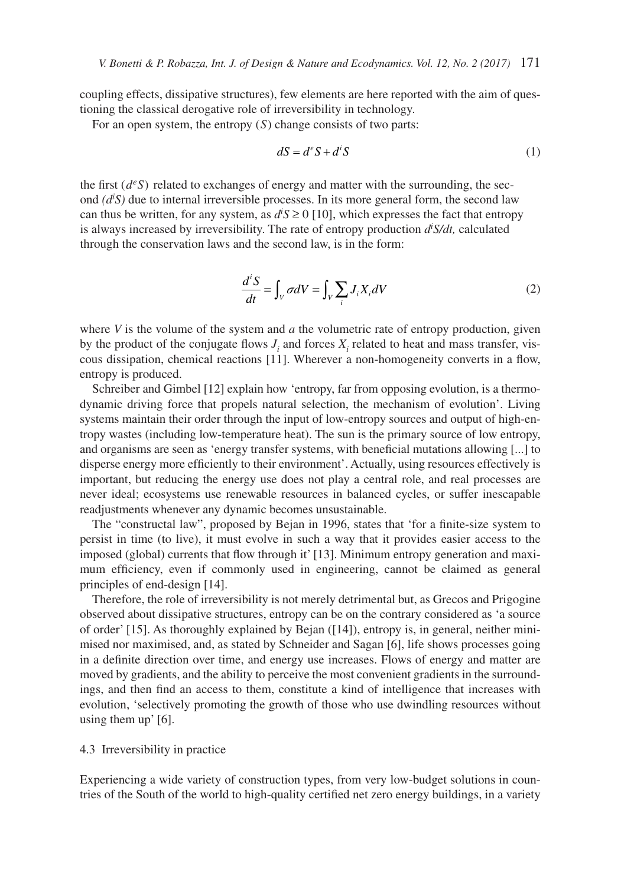coupling effects, dissipative structures), few elements are here reported with the aim of questioning the classical derogative role of irreversibility in technology.

For an open system, the entropy ($S$) change consists of two parts:

$$dS = d^e S + d^i S \tag{1}$$

the first ($d^e S$) related to exchanges of energy and matter with the surrounding, the second *($d^i S$)* due to internal irreversible processes. In its more general form, the second law can thus be written, for any system, as $d^i S \geq 0$ [10], which expresses the fact that entropy is always increased by irreversibility. The rate of entropy production *$d^i S/dt$,* calculated through the conservation laws and the second law, is in the form:

$$\frac{d^i S}{dt} = \int_V \sigma dV = \int_V \sum_i J_i X_i dV \tag{2}$$

where $V$ is the volume of the system and $a$ the volumetric rate of entropy production, given by the product of the conjugate flows $J_i$ and forces $X_i$ related to heat and mass transfer, viscous dissipation, chemical reactions [11]. Wherever a non-homogeneity converts in a flow, entropy is produced.

Schreiber and Gimbel [12] explain how 'entropy, far from opposing evolution, is a thermodynamic driving force that propels natural selection, the mechanism of evolution'. Living systems maintain their order through the input of low-entropy sources and output of high-entropy wastes (including low-temperature heat). The sun is the primary source of low entropy, and organisms are seen as 'energy transfer systems, with beneficial mutations allowing [...] to disperse energy more efficiently to their environment'. Actually, using resources effectively is important, but reducing the energy use does not play a central role, and real processes are never ideal; ecosystems use renewable resources in balanced cycles, or suffer inescapable readjustments whenever any dynamic becomes unsustainable.

The "constructal law", proposed by Bejan in 1996, states that 'for a finite-size system to persist in time (to live), it must evolve in such a way that it provides easier access to the imposed (global) currents that flow through it' [13]. Minimum entropy generation and maximum efficiency, even if commonly used in engineering, cannot be claimed as general principles of end-design [14].

Therefore, the role of irreversibility is not merely detrimental but, as Grecos and Prigogine observed about dissipative structures, entropy can be on the contrary considered as 'a source of order' [15]. As thoroughly explained by Bejan ([14]), entropy is, in general, neither minimised nor maximised, and, as stated by Schneider and Sagan [6], life shows processes going in a definite direction over time, and energy use increases. Flows of energy and matter are moved by gradients, and the ability to perceive the most convenient gradients in the surroundings, and then find an access to them, constitute a kind of intelligence that increases with evolution, 'selectively promoting the growth of those who use dwindling resources without using them up' [6].

### 4.3 Irreversibility in practice

Experiencing a wide variety of construction types, from very low-budget solutions in countries of the South of the world to high-quality certified net zero energy buildings, in a variety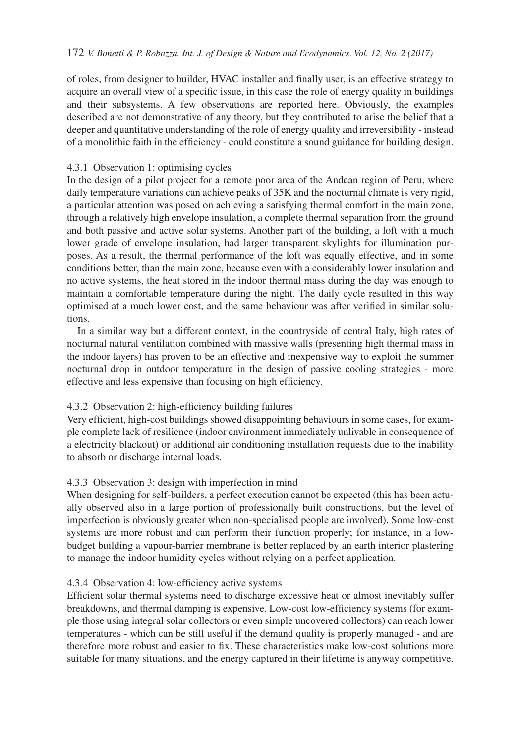of roles, from designer to builder, HVAC installer and finally user, is an effective strategy to acquire an overall view of a specific issue, in this case the role of energy quality in buildings and their subsystems. A few observations are reported here. Obviously, the examples described are not demonstrative of any theory, but they contributed to arise the belief that a deeper and quantitative understanding of the role of energy quality and irreversibility - instead of a monolithic faith in the efficiency - could constitute a sound guidance for building design.

#### 4.3.1 Observation 1: optimising cycles

In the design of a pilot project for a remote poor area of the Andean region of Peru, where daily temperature variations can achieve peaks of 35K and the nocturnal climate is very rigid, a particular attention was posed on achieving a satisfying thermal comfort in the main zone, through a relatively high envelope insulation, a complete thermal separation from the ground and both passive and active solar systems. Another part of the building, a loft with a much lower grade of envelope insulation, had larger transparent skylights for illumination purposes. As a result, the thermal performance of the loft was equally effective, and in some conditions better, than the main zone, because even with a considerably lower insulation and no active systems, the heat stored in the indoor thermal mass during the day was enough to maintain a comfortable temperature during the night. The daily cycle resulted in this way optimised at a much lower cost, and the same behaviour was after verified in similar solutions.

In a similar way but a different context, in the countryside of central Italy, high rates of nocturnal natural ventilation combined with massive walls (presenting high thermal mass in the indoor layers) has proven to be an effective and inexpensive way to exploit the summer nocturnal drop in outdoor temperature in the design of passive cooling strategies - more effective and less expensive than focusing on high efficiency.

#### 4.3.2 Observation 2: high-efficiency building failures

Very efficient, high-cost buildings showed disappointing behaviours in some cases, for example complete lack of resilience (indoor environment immediately unlivable in consequence of a electricity blackout) or additional air conditioning installation requests due to the inability to absorb or discharge internal loads.

#### 4.3.3 Observation 3: design with imperfection in mind

When designing for self-builders, a perfect execution cannot be expected (this has been actually observed also in a large portion of professionally built constructions, but the level of imperfection is obviously greater when non-specialised people are involved). Some low-cost systems are more robust and can perform their function properly; for instance, in a low-budget building a vapour-barrier membrane is better replaced by an earth interior plastering to manage the indoor humidity cycles without relying on a perfect application.

#### 4.3.4 Observation 4: low-efficiency active systems

Efficient solar thermal systems need to discharge excessive heat or almost inevitably suffer breakdowns, and thermal damping is expensive. Low-cost low-efficiency systems (for example those using integral solar collectors or even simple uncovered collectors) can reach lower temperatures - which can be still useful if the demand quality is properly managed - and are therefore more robust and easier to fix. These characteristics make low-cost solutions more suitable for many situations, and the energy captured in their lifetime is anyway competitive.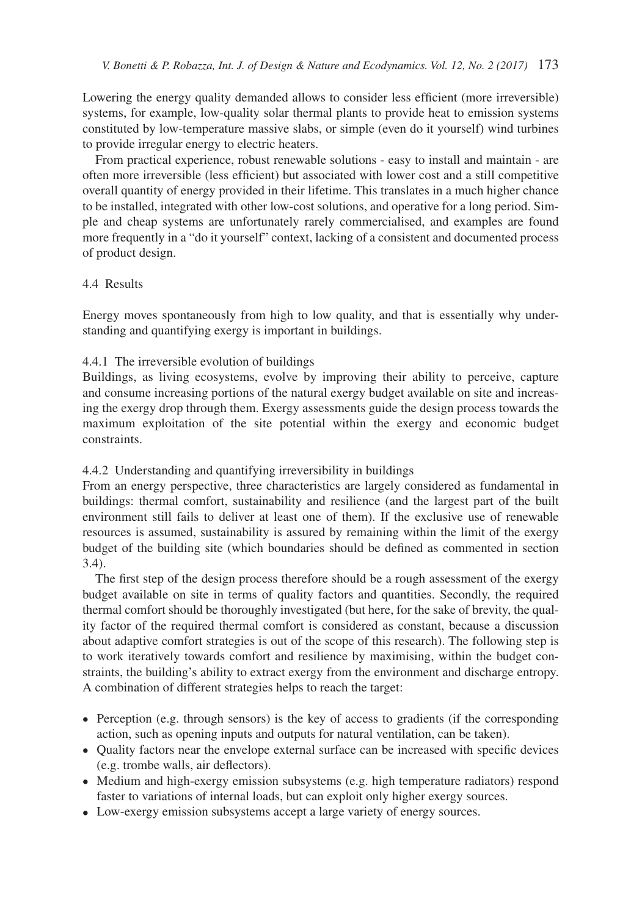Lowering the energy quality demanded allows to consider less efficient (more irreversible) systems, for example, low-quality solar thermal plants to provide heat to emission systems constituted by low-temperature massive slabs, or simple (even do it yourself) wind turbines to provide irregular energy to electric heaters.

From practical experience, robust renewable solutions - easy to install and maintain - are often more irreversible (less efficient) but associated with lower cost and a still competitive overall quantity of energy provided in their lifetime. This translates in a much higher chance to be installed, integrated with other low-cost solutions, and operative for a long period. Simple and cheap systems are unfortunately rarely commercialised, and examples are found more frequently in a "do it yourself" context, lacking of a consistent and documented process of product design.

### 4.4 Results

Energy moves spontaneously from high to low quality, and that is essentially why understanding and quantifying exergy is important in buildings.

#### 4.4.1 The irreversible evolution of buildings

Buildings, as living ecosystems, evolve by improving their ability to perceive, capture and consume increasing portions of the natural exergy budget available on site and increasing the exergy drop through them. Exergy assessments guide the design process towards the maximum exploitation of the site potential within the exergy and economic budget constraints.

#### 4.4.2 Understanding and quantifying irreversibility in buildings

From an energy perspective, three characteristics are largely considered as fundamental in buildings: thermal comfort, sustainability and resilience (and the largest part of the built environment still fails to deliver at least one of them). If the exclusive use of renewable resources is assumed, sustainability is assured by remaining within the limit of the exergy budget of the building site (which boundaries should be defined as commented in section 3.4).

The first step of the design process therefore should be a rough assessment of the exergy budget available on site in terms of quality factors and quantities. Secondly, the required thermal comfort should be thoroughly investigated (but here, for the sake of brevity, the quality factor of the required thermal comfort is considered as constant, because a discussion about adaptive comfort strategies is out of the scope of this research). The following step is to work iteratively towards comfort and resilience by maximising, within the budget constraints, the building's ability to extract exergy from the environment and discharge entropy. A combination of different strategies helps to reach the target:

- Perception (e.g. through sensors) is the key of access to gradients (if the corresponding action, such as opening inputs and outputs for natural ventilation, can be taken).
- Quality factors near the envelope external surface can be increased with specific devices (e.g. trombe walls, air deflectors).
- Medium and high-exergy emission subsystems (e.g. high temperature radiators) respond faster to variations of internal loads, but can exploit only higher exergy sources.
- Low-exergy emission subsystems accept a large variety of energy sources.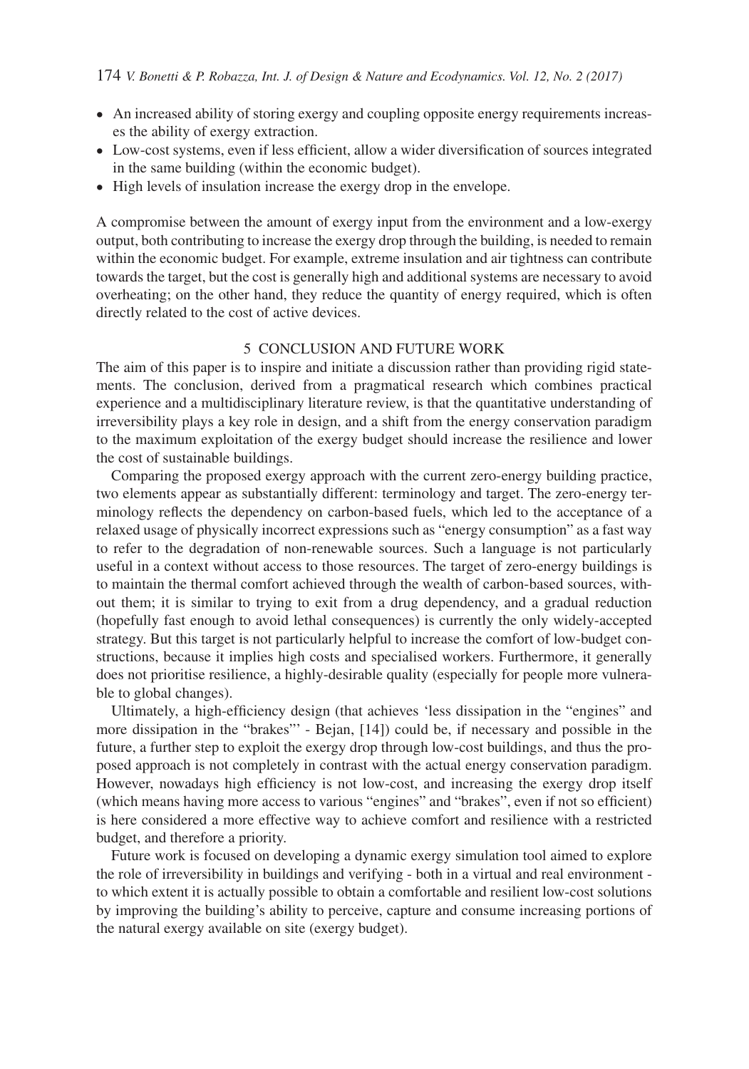- An increased ability of storing exergy and coupling opposite energy requirements increases the ability of exergy extraction.
- Low-cost systems, even if less efficient, allow a wider diversification of sources integrated in the same building (within the economic budget).
- High levels of insulation increase the exergy drop in the envelope.

A compromise between the amount of exergy input from the environment and a low-exergy output, both contributing to increase the exergy drop through the building, is needed to remain within the economic budget. For example, extreme insulation and air tightness can contribute towards the target, but the cost is generally high and additional systems are necessary to avoid overheating; on the other hand, they reduce the quantity of energy required, which is often directly related to the cost of active devices.

## 5 CONCLUSION AND FUTURE WORK

The aim of this paper is to inspire and initiate a discussion rather than providing rigid statements. The conclusion, derived from a pragmatical research which combines practical experience and a multidisciplinary literature review, is that the quantitative understanding of irreversibility plays a key role in design, and a shift from the energy conservation paradigm to the maximum exploitation of the exergy budget should increase the resilience and lower the cost of sustainable buildings.

Comparing the proposed exergy approach with the current zero-energy building practice, two elements appear as substantially different: terminology and target. The zero-energy terminology reflects the dependency on carbon-based fuels, which led to the acceptance of a relaxed usage of physically incorrect expressions such as "energy consumption" as a fast way to refer to the degradation of non-renewable sources. Such a language is not particularly useful in a context without access to those resources. The target of zero-energy buildings is to maintain the thermal comfort achieved through the wealth of carbon-based sources, without them; it is similar to trying to exit from a drug dependency, and a gradual reduction (hopefully fast enough to avoid lethal consequences) is currently the only widely-accepted strategy. But this target is not particularly helpful to increase the comfort of low-budget constructions, because it implies high costs and specialised workers. Furthermore, it generally does not prioritise resilience, a highly-desirable quality (especially for people more vulnerable to global changes).

Ultimately, a high-efficiency design (that achieves 'less dissipation in the "engines" and more dissipation in the "brakes"' - Bejan, [14]) could be, if necessary and possible in the future, a further step to exploit the exergy drop through low-cost buildings, and thus the proposed approach is not completely in contrast with the actual energy conservation paradigm. However, nowadays high efficiency is not low-cost, and increasing the exergy drop itself (which means having more access to various "engines" and "brakes", even if not so efficient) is here considered a more effective way to achieve comfort and resilience with a restricted budget, and therefore a priority.

Future work is focused on developing a dynamic exergy simulation tool aimed to explore the role of irreversibility in buildings and verifying - both in a virtual and real environment - to which extent it is actually possible to obtain a comfortable and resilient low-cost solutions by improving the building's ability to perceive, capture and consume increasing portions of the natural exergy available on site (exergy budget).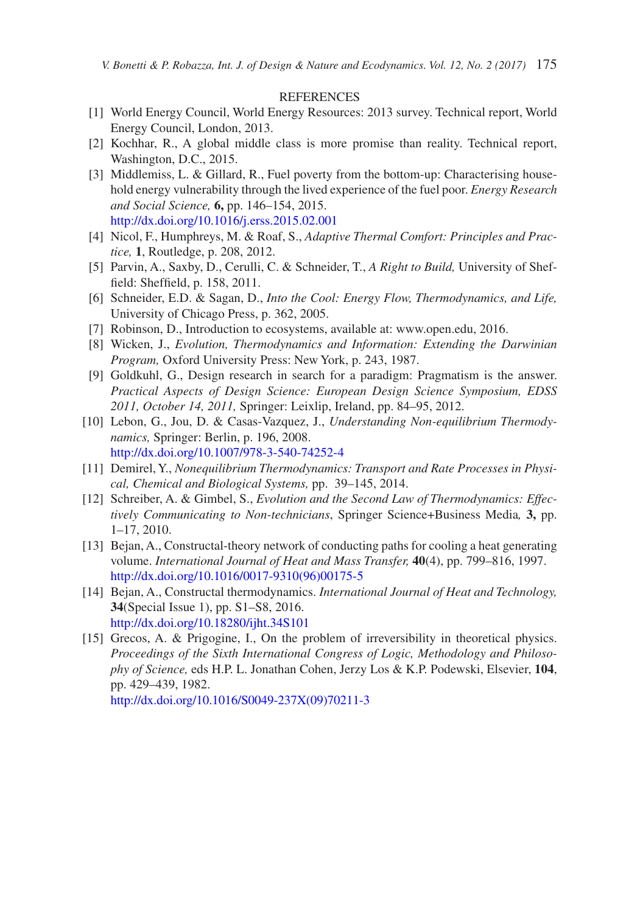## REFERENCES

[1] World Energy Council, World Energy Resources: 2013 survey. Technical report, World Energy Council, London, 2013.

[2] Kochhar, R., A global middle class is more promise than reality. Technical report, Washington, D.C., 2015.

[3] Middlemiss, L. & Gillard, R., Fuel poverty from the bottom-up: Characterising household energy vulnerability through the lived experience of the fuel poor. *Energy Research and Social Science,* **6,** pp. 146–154, 2015.
http://dx.doi.org/10.1016/j.erss.2015.02.001

[4] Nicol, F., Humphreys, M. & Roaf, S., *Adaptive Thermal Comfort: Principles and Practice,* **1**, Routledge, p. 208, 2012.

[5] Parvin, A., Saxby, D., Cerulli, C. & Schneider, T., *A Right to Build,* University of Sheffield: Sheffield, p. 158, 2011.

[6] Schneider, E.D. & Sagan, D., *Into the Cool: Energy Flow, Thermodynamics, and Life,* University of Chicago Press, p. 362, 2005.

[7] Robinson, D., Introduction to ecosystems, available at: www.open.edu, 2016.

[8] Wicken, J., *Evolution, Thermodynamics and Information: Extending the Darwinian Program,* Oxford University Press: New York, p. 243, 1987.

[9] Goldkuhl, G., Design research in search for a paradigm: Pragmatism is the answer. *Practical Aspects of Design Science: European Design Science Symposium, EDSS 2011, October 14, 2011,* Springer: Leixlip, Ireland, pp. 84–95, 2012.

[10] Lebon, G., Jou, D. & Casas-Vazquez, J., *Understanding Non-equilibrium Thermodynamics,* Springer: Berlin, p. 196, 2008.
http://dx.doi.org/10.1007/978-3-540-74252-4

[11] Demirel, Y., *Nonequilibrium Thermodynamics: Transport and Rate Processes in Physical, Chemical and Biological Systems,* pp. 39–145, 2014.

[12] Schreiber, A. & Gimbel, S., *Evolution and the Second Law of Thermodynamics: Effectively Communicating to Non-technicians*, Springer Science+Business Media*,* **3,** pp. 1–17, 2010.

[13] Bejan, A., Constructal-theory network of conducting paths for cooling a heat generating volume. *International Journal of Heat and Mass Transfer,* **40**(4), pp. 799–816, 1997.
http://dx.doi.org/10.1016/0017-9310(96)00175-5

[14] Bejan, A., Constructal thermodynamics. *International Journal of Heat and Technology,* **34**(Special Issue 1), pp. S1–S8, 2016.
http://dx.doi.org/10.18280/ijht.34S101

[15] Grecos, A. & Prigogine, I., On the problem of irreversibility in theoretical physics. *Proceedings of the Sixth International Congress of Logic, Methodology and Philosophy of Science,* eds H.P. L. Jonathan Cohen, Jerzy Los & K.P. Podewski, Elsevier, **104**, pp. 429–439, 1982.
http://dx.doi.org/10.1016/S0049-237X(09)70211-3